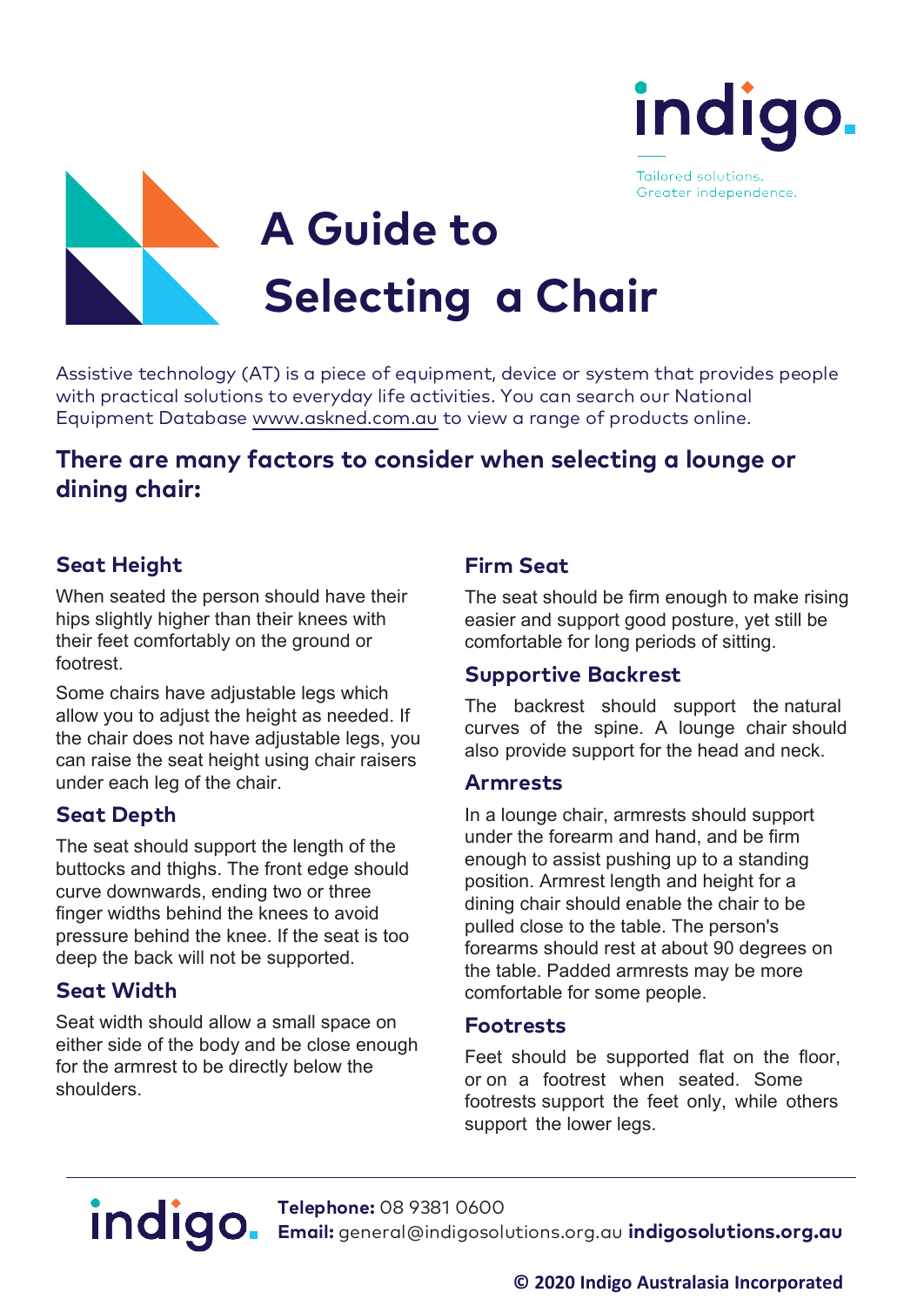indigo.

Tailored solutions. Greater independence.

# A Guide to Selecting a Chair

Assistive technology (AT) is a piece of equipment, device or system that provides people with practical solutions to everyday life activities. You can search our National Equipment Database www.askned.com.au to view a range of products online.

## There are many factors to consider when selecting a lounge or dining chair:

### Seat Height

When seated the person should have their hips slightly higher than their knees with their feet comfortably on the ground or footrest.

Some chairs have adjustable legs which allow you to adjust the height as needed. If the chair does not have adjustable legs, you can raise the seat height using chair raisers under each leg of the chair.

### Seat Depth

The seat should support the length of the buttocks and thighs. The front edge should curve downwards, ending two or three finger widths behind the knees to avoid pressure behind the knee. If the seat is too deep the back will not be supported.

### Seat Width

Seat width should allow a small space on either side of the body and be close enough for the armrest to be directly below the shoulders.

### Firm Seat

The seat should be firm enough to make rising easier and support good posture, yet still be comfortable for long periods of sitting.

### Supportive Backrest

The backrest should support the natural curves of the spine. A lounge chair should also provide support for the head and neck.

### Armrests

In a lounge chair, armrests should support under the forearm and hand, and be firm enough to assist pushing up to a standing position. Armrest length and height for a dining chair should enable the chair to be pulled close to the table. The person's forearms should rest at about 90 degrees on the table. Padded armrests may be more comfortable for some people.

### Footrests

Feet should be supported flat on the floor, or on a footrest when seated. Some footrests support the feet only, while others support the lower legs.

---

indigo.

**Telephone:** 08 9381 0600
**Email:** general@indigosolutions.org.au **indigosolutions.org.au**

**© 2020 Indigo Australasia Incorporated**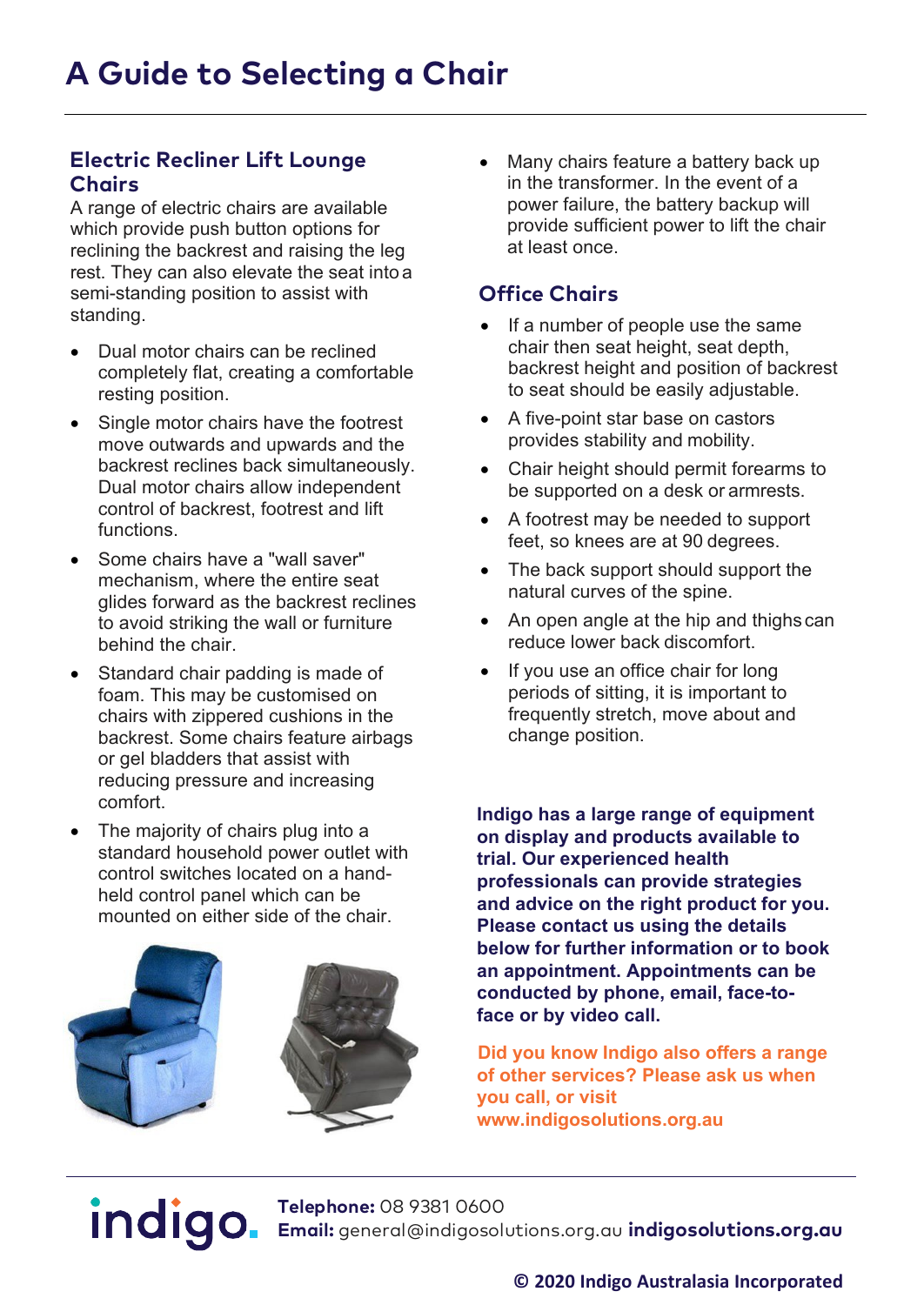# A Guide to Selecting a Chair

## Electric Recliner Lift Lounge Chairs

A range of electric chairs are available which provide push button options for reclining the backrest and raising the leg rest. They can also elevate the seat into a semi-standing position to assist with standing.

- Dual motor chairs can be reclined completely flat, creating a comfortable resting position.
- Single motor chairs have the footrest move outwards and upwards and the backrest reclines back simultaneously. Dual motor chairs allow independent control of backrest, footrest and lift functions.
- Some chairs have a "wall saver" mechanism, where the entire seat glides forward as the backrest reclines to avoid striking the wall or furniture behind the chair.
- Standard chair padding is made of foam. This may be customised on chairs with zippered cushions in the backrest. Some chairs feature airbags or gel bladders that assist with reducing pressure and increasing comfort.
- The majority of chairs plug into a standard household power outlet with control switches located on a hand-held control panel which can be mounted on either side of the chair.
- Many chairs feature a battery back up in the transformer. In the event of a power failure, the battery backup will provide sufficient power to lift the chair at least once.

## Office Chairs

- If a number of people use the same chair then seat height, seat depth, backrest height and position of backrest to seat should be easily adjustable.
- A five-point star base on castors provides stability and mobility.
- Chair height should permit forearms to be supported on a desk or armrests.
- A footrest may be needed to support feet, so knees are at 90 degrees.
- The back support should support the natural curves of the spine.
- An open angle at the hip and thighs can reduce lower back discomfort.
- If you use an office chair for long periods of sitting, it is important to frequently stretch, move about and change position.

**Indigo has a large range of equipment on display and products available to trial. Our experienced health professionals can provide strategies and advice on the right product for you. Please contact us using the details below for further information or to book an appointment. Appointments can be conducted by phone, email, face-to-face or by video call.**

**Did you know Indigo also offers a range of other services? Please ask us when you call, or visit www.indigosolutions.org.au**

indigo.

**Telephone:** 08 9381 0600
**Email:** general@indigosolutions.org.au **indigosolutions.org.au**

**© 2020 Indigo Australasia Incorporated**